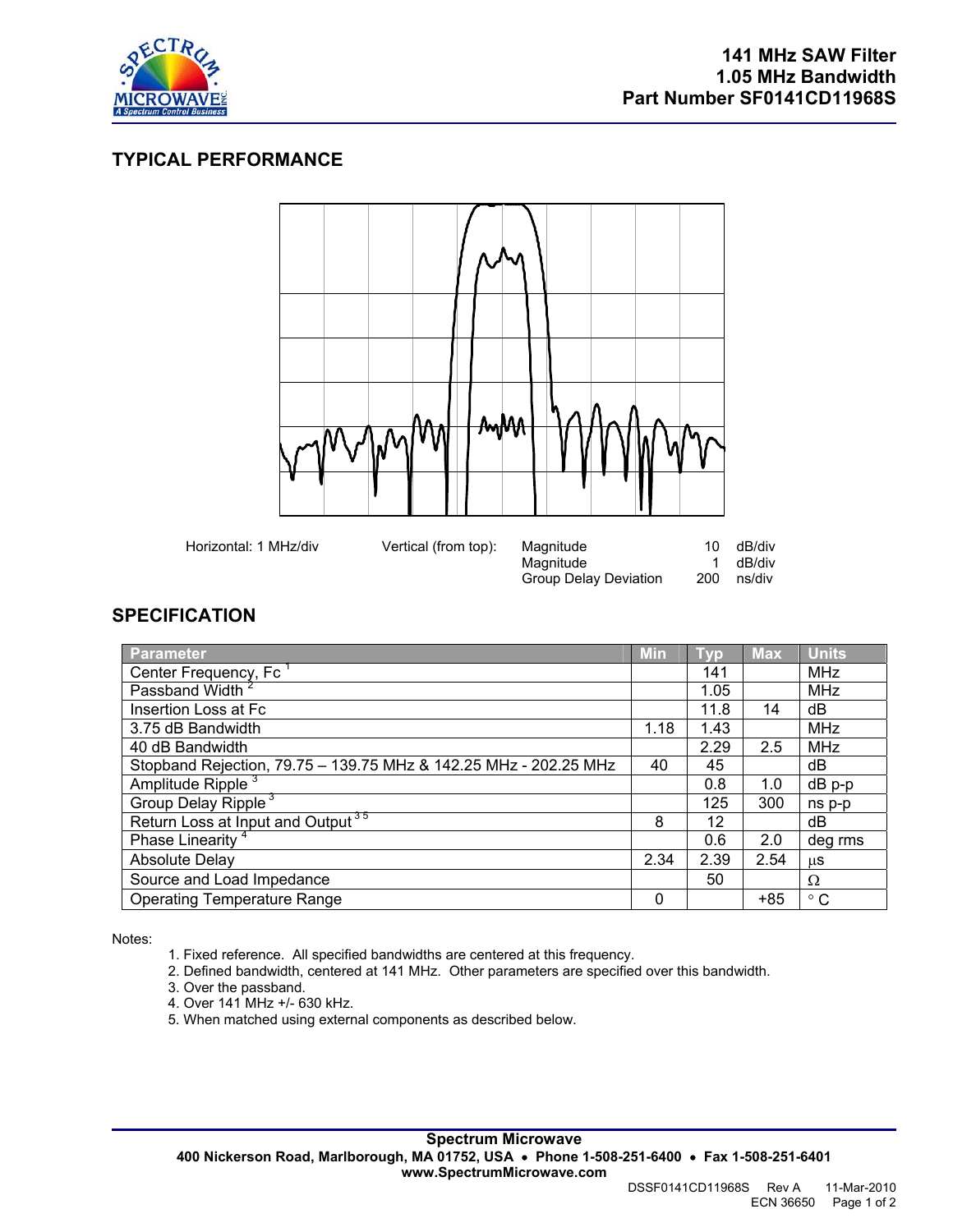# 141 MHz SAW Filter
# 1.05 MHz Bandwidth
# Part Number SF0141CD11968S

## TYPICAL PERFORMANCE

| Horizontal: 1 MHz/div | Vertical (from top): | | | |
|---|---|---|---|---|
| | | Magnitude | 10 | dB/div |
| | | Magnitude | 1 | dB/div |
| | | Group Delay Deviation | 200 | ns/div |

## SPECIFICATION

| Parameter | Min | Typ | Max | Units |
|---|---|---|---|---|
| Center Frequency, Fc [1] | | 141 | | MHz |
| Passband Width [2] | | 1.05 | | MHz |
| Insertion Loss at Fc | | 11.8 | 14 | dB |
| 3.75 dB Bandwidth | 1.18 | 1.43 | | MHz |
| 40 dB Bandwidth | | 2.29 | 2.5 | MHz |
| Stopband Rejection, 79.75 – 139.75 MHz & 142.25 MHz - 202.25 MHz | 40 | 45 | | dB |
| Amplitude Ripple [3] | | 0.8 | 1.0 | dB p-p |
| Group Delay Ripple [3] | | 125 | 300 | ns p-p |
| Return Loss at Input and Output [3,5] | 8 | 12 | | dB |
| Phase Linearity [4] | | 0.6 | 2.0 | deg rms |
| Absolute Delay | 2.34 | 2.39 | 2.54 | μs |
| Source and Load Impedance | | 50 | | Ω |
| Operating Temperature Range | 0 | | +85 | ° C |

Notes:

1. Fixed reference. All specified bandwidths are centered at this frequency.
2. Defined bandwidth, centered at 141 MHz. Other parameters are specified over this bandwidth.
3. Over the passband.
4. Over 141 MHz +/- 630 kHz.
5. When matched using external components as described below.

**Spectrum Microwave**
**400 Nickerson Road, Marlborough, MA 01752, USA • Phone 1-508-251-6400 • Fax 1-508-251-6401**
**www.SpectrumMicrowave.com**

DSSF0141CD11968S Rev A 11-Mar-2010
ECN 36650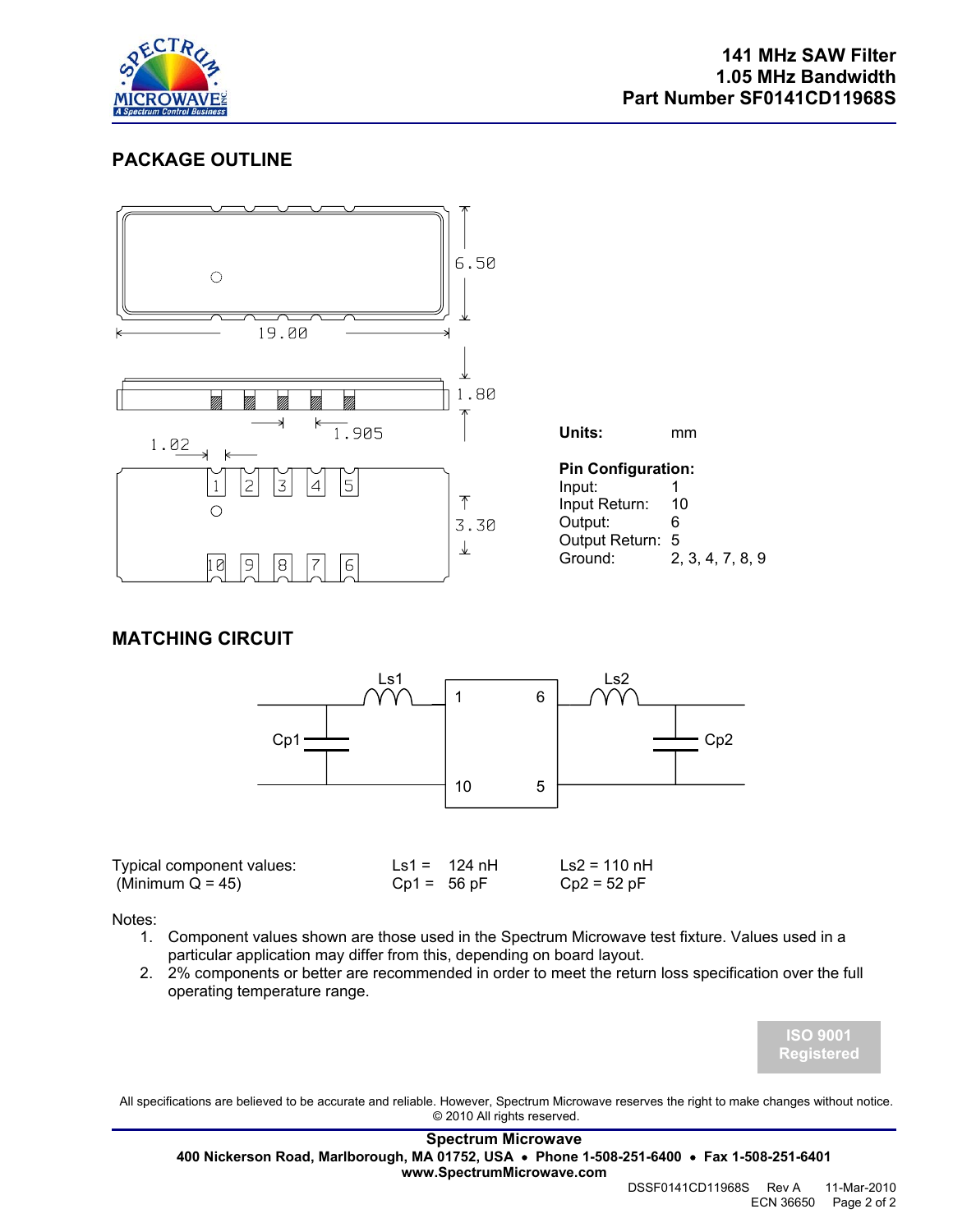## PACKAGE OUTLINE

6.50

19.00

1.80

1.905

1.02

1 2 3 4 5

3.30

10 9 8 7 6

**Units:** mm

**Pin Configuration:**

| | |
|---|---|
| Input: | 1 |
| Input Return: | 10 |
| Output: | 6 |
| Output Return: | 5 |
| Ground: | 2, 3, 4, 7, 8, 9 |

## MATCHING CIRCUIT

Ls1 Ls2

Cp1 Cp2

1 6

10 5

| | | |
|---|---|---|
| Typical component values: | Ls1 = 124 nH | Ls2 = 110 nH |
| (Minimum Q = 45) | Cp1 = 56 pF | Cp2 = 52 pF |

Notes:

1. Component values shown are those used in the Spectrum Microwave test fixture. Values used in a particular application may differ from this, depending on board layout.
2. 2% components or better are recommended in order to meet the return loss specification over the full operating temperature range.

**ISO 9001 Registered**

All specifications are believed to be accurate and reliable. However, Spectrum Microwave reserves the right to make changes without notice. © 2010 All rights reserved.

**Spectrum Microwave**
**400 Nickerson Road, Marlborough, MA 01752, USA • Phone 1-508-251-6400 • Fax 1-508-251-6401**
**www.SpectrumMicrowave.com**

DSSF0141CD11968S Rev A 11-Mar-2010
ECN 36650